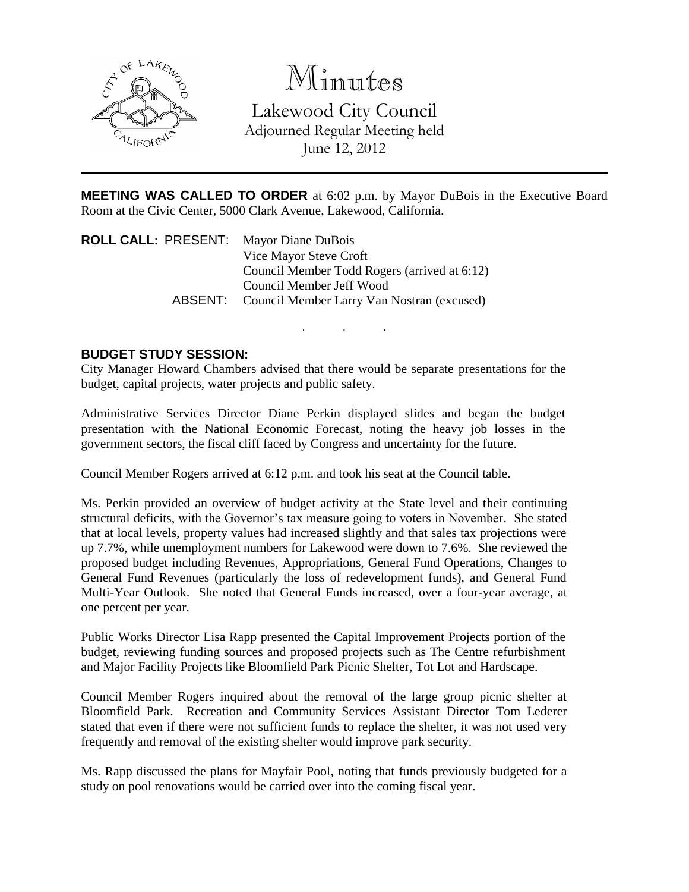# Minutes

Lakewood City Council
Adjourned Regular Meeting held
June 12, 2012

---

**MEETING WAS CALLED TO ORDER** at 6:02 p.m. by Mayor DuBois in the Executive Board Room at the Civic Center, 5000 Clark Avenue, Lakewood, California.

**ROLL CALL**: PRESENT: Mayor Diane DuBois
Vice Mayor Steve Croft
Council Member Todd Rogers (arrived at 6:12)
Council Member Jeff Wood

ABSENT: Council Member Larry Van Nostran (excused)

. . .

**BUDGET STUDY SESSION:**

City Manager Howard Chambers advised that there would be separate presentations for the budget, capital projects, water projects and public safety.

Administrative Services Director Diane Perkin displayed slides and began the budget presentation with the National Economic Forecast, noting the heavy job losses in the government sectors, the fiscal cliff faced by Congress and uncertainty for the future.

Council Member Rogers arrived at 6:12 p.m. and took his seat at the Council table.

Ms. Perkin provided an overview of budget activity at the State level and their continuing structural deficits, with the Governor's tax measure going to voters in November. She stated that at local levels, property values had increased slightly and that sales tax projections were up 7.7%, while unemployment numbers for Lakewood were down to 7.6%. She reviewed the proposed budget including Revenues, Appropriations, General Fund Operations, Changes to General Fund Revenues (particularly the loss of redevelopment funds), and General Fund Multi-Year Outlook. She noted that General Funds increased, over a four-year average, at one percent per year.

Public Works Director Lisa Rapp presented the Capital Improvement Projects portion of the budget, reviewing funding sources and proposed projects such as The Centre refurbishment and Major Facility Projects like Bloomfield Park Picnic Shelter, Tot Lot and Hardscape.

Council Member Rogers inquired about the removal of the large group picnic shelter at Bloomfield Park. Recreation and Community Services Assistant Director Tom Lederer stated that even if there were not sufficient funds to replace the shelter, it was not used very frequently and removal of the existing shelter would improve park security.

Ms. Rapp discussed the plans for Mayfair Pool, noting that funds previously budgeted for a study on pool renovations would be carried over into the coming fiscal year.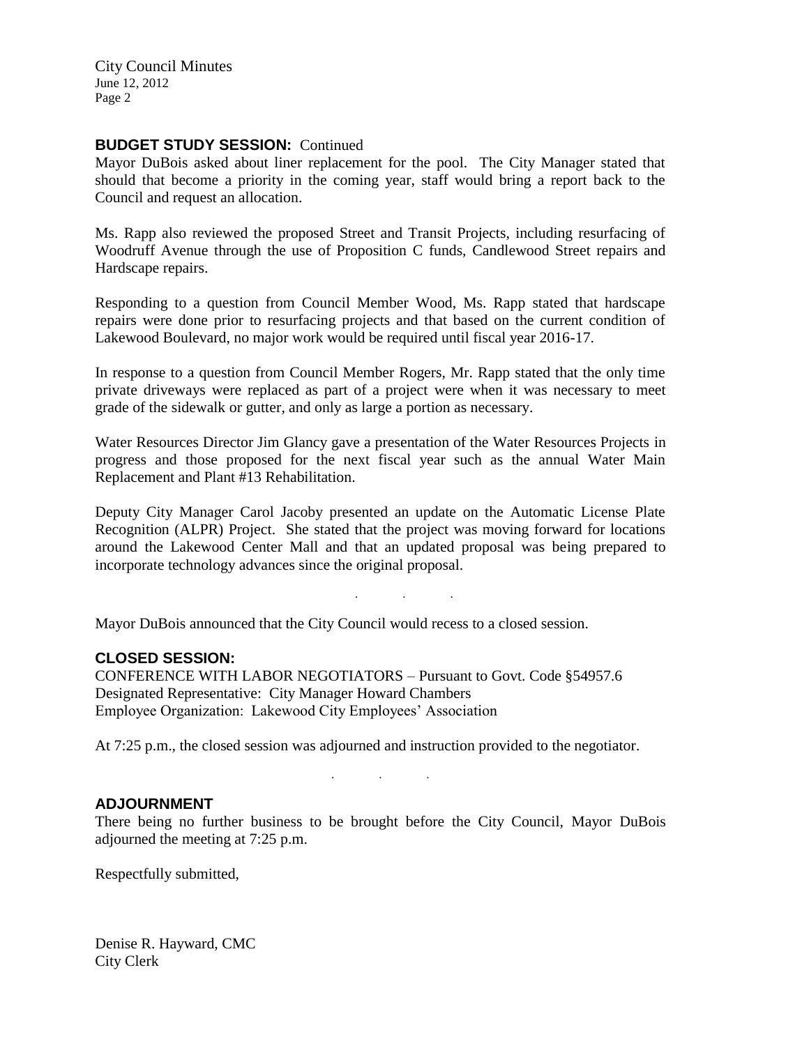## BUDGET STUDY SESSION: Continued

Mayor DuBois asked about liner replacement for the pool. The City Manager stated that should that become a priority in the coming year, staff would bring a report back to the Council and request an allocation.

Ms. Rapp also reviewed the proposed Street and Transit Projects, including resurfacing of Woodruff Avenue through the use of Proposition C funds, Candlewood Street repairs and Hardscape repairs.

Responding to a question from Council Member Wood, Ms. Rapp stated that hardscape repairs were done prior to resurfacing projects and that based on the current condition of Lakewood Boulevard, no major work would be required until fiscal year 2016-17.

In response to a question from Council Member Rogers, Mr. Rapp stated that the only time private driveways were replaced as part of a project were when it was necessary to meet grade of the sidewalk or gutter, and only as large a portion as necessary.

Water Resources Director Jim Glancy gave a presentation of the Water Resources Projects in progress and those proposed for the next fiscal year such as the annual Water Main Replacement and Plant #13 Rehabilitation.

Deputy City Manager Carol Jacoby presented an update on the Automatic License Plate Recognition (ALPR) Project. She stated that the project was moving forward for locations around the Lakewood Center Mall and that an updated proposal was being prepared to incorporate technology advances since the original proposal.

. . .

Mayor DuBois announced that the City Council would recess to a closed session.

## CLOSED SESSION:

CONFERENCE WITH LABOR NEGOTIATORS – Pursuant to Govt. Code §54957.6
Designated Representative: City Manager Howard Chambers
Employee Organization: Lakewood City Employees' Association

At 7:25 p.m., the closed session was adjourned and instruction provided to the negotiator.

. . .

## ADJOURNMENT

There being no further business to be brought before the City Council, Mayor DuBois adjourned the meeting at 7:25 p.m.

Respectfully submitted,

Denise R. Hayward, CMC
City Clerk